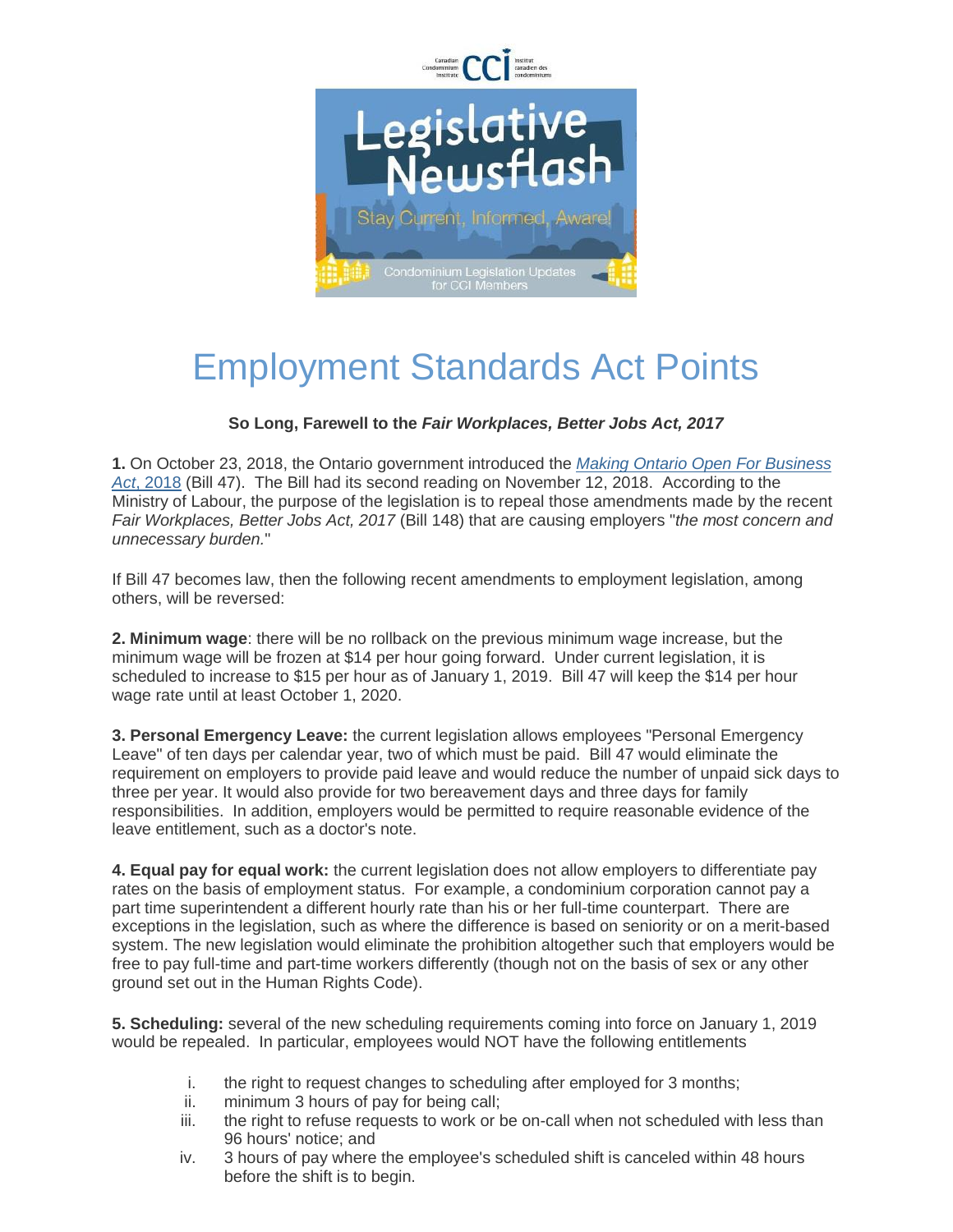# Employment Standards Act Points

**So Long, Farewell to the *Fair Workplaces, Better Jobs Act, 2017***

**1.** On October 23, 2018, the Ontario government introduced the *Making Ontario Open For Business Act*, 2018 (Bill 47). The Bill had its second reading on November 12, 2018. According to the Ministry of Labour, the purpose of the legislation is to repeal those amendments made by the recent *Fair Workplaces, Better Jobs Act, 2017* (Bill 148) that are causing employers "*the most concern and unnecessary burden.*"

If Bill 47 becomes law, then the following recent amendments to employment legislation, among others, will be reversed:

**2. Minimum wage**: there will be no rollback on the previous minimum wage increase, but the minimum wage will be frozen at $14 per hour going forward. Under current legislation, it is scheduled to increase to $15 per hour as of January 1, 2019. Bill 47 will keep the $14 per hour wage rate until at least October 1, 2020.

**3. Personal Emergency Leave:** the current legislation allows employees "Personal Emergency Leave" of ten days per calendar year, two of which must be paid. Bill 47 would eliminate the requirement on employers to provide paid leave and would reduce the number of unpaid sick days to three per year. It would also provide for two bereavement days and three days for family responsibilities. In addition, employers would be permitted to require reasonable evidence of the leave entitlement, such as a doctor's note.

**4. Equal pay for equal work:** the current legislation does not allow employers to differentiate pay rates on the basis of employment status. For example, a condominium corporation cannot pay a part time superintendent a different hourly rate than his or her full-time counterpart. There are exceptions in the legislation, such as where the difference is based on seniority or on a merit-based system. The new legislation would eliminate the prohibition altogether such that employers would be free to pay full-time and part-time workers differently (though not on the basis of sex or any other ground set out in the Human Rights Code).

**5. Scheduling:** several of the new scheduling requirements coming into force on January 1, 2019 would be repealed. In particular, employees would NOT have the following entitlements

i. the right to request changes to scheduling after employed for 3 months;
ii. minimum 3 hours of pay for being call;
iii. the right to refuse requests to work or be on-call when not scheduled with less than 96 hours' notice; and
iv. 3 hours of pay where the employee's scheduled shift is canceled within 48 hours before the shift is to begin.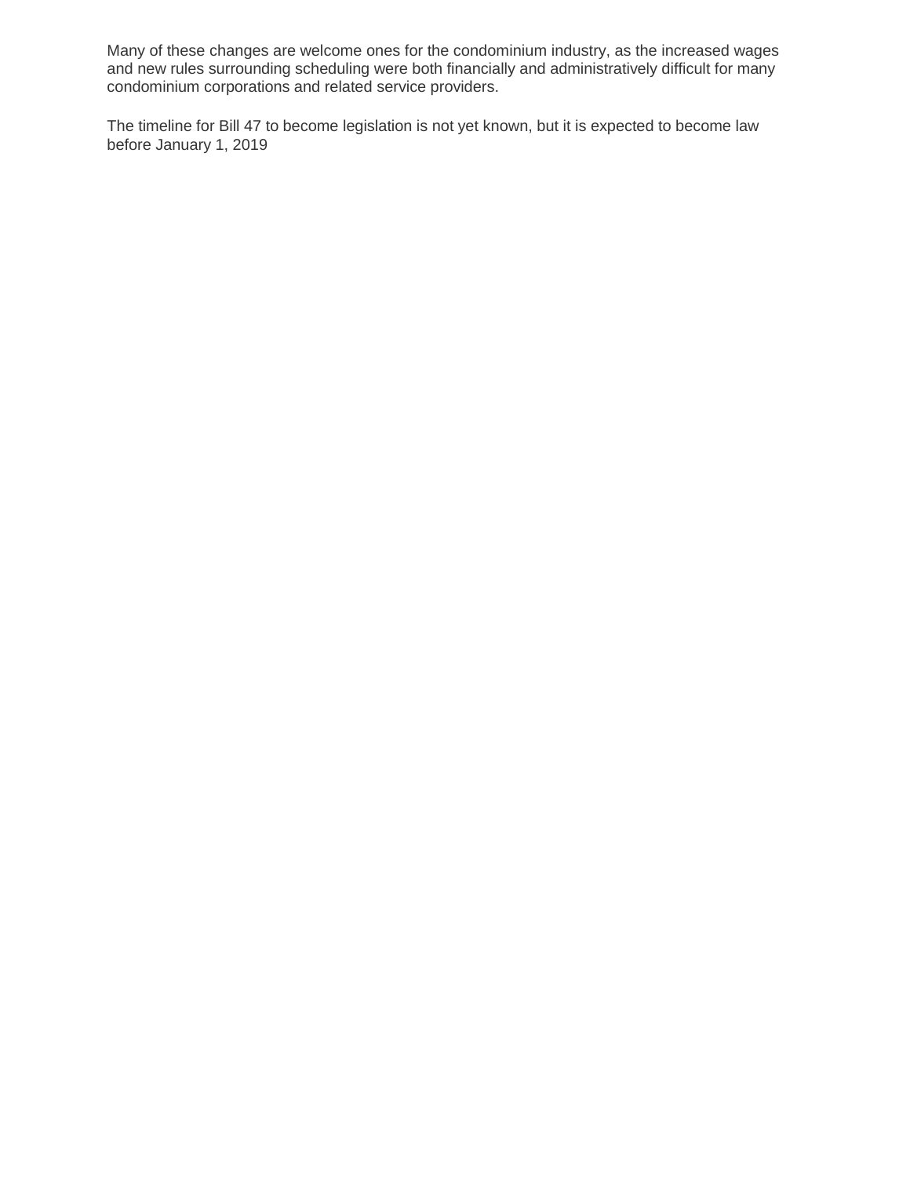Many of these changes are welcome ones for the condominium industry, as the increased wages and new rules surrounding scheduling were both financially and administratively difficult for many condominium corporations and related service providers.

The timeline for Bill 47 to become legislation is not yet known, but it is expected to become law before January 1, 2019